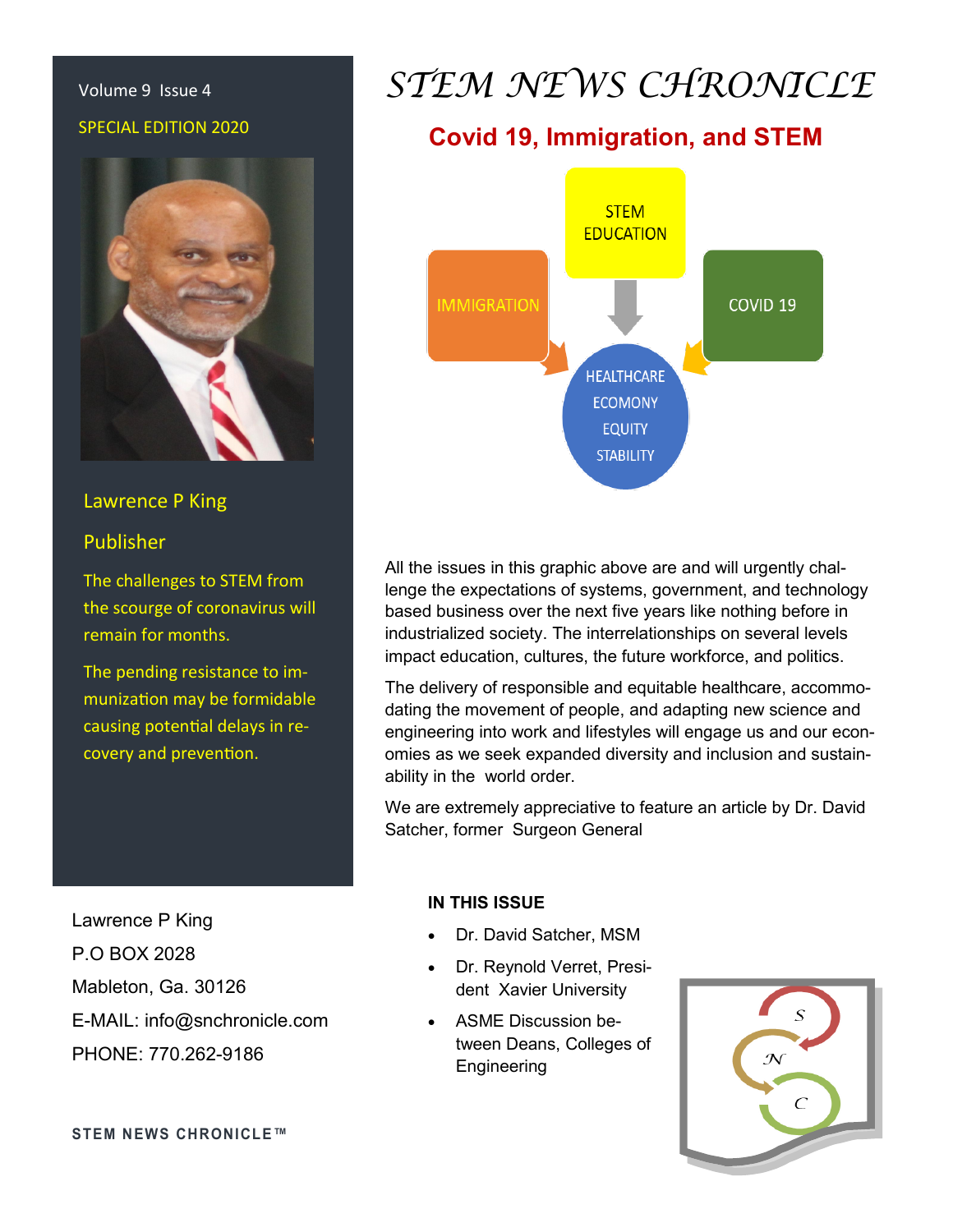Volume 9 Issue 4

SPECIAL EDITION 2020

# *STEM NEWS CHRONICLE*

## Covid 19, Immigration, and STEM

IMMIGRATION

STEM EDUCATION

COVID 19

HEALTHCARE
ECOMONY
EQUITY
STABILITY

Lawrence P King

Publisher

The challenges to STEM from the scourge of coronavirus will remain for months.

The pending resistance to immunization may be formidable causing potential delays in recovery and prevention.

All the issues in this graphic above are and will urgently challenge the expectations of systems, government, and technology based business over the next five years like nothing before in industrialized society. The interrelationships on several levels impact education, cultures, the future workforce, and politics.

The delivery of responsible and equitable healthcare, accommodating the movement of people, and adapting new science and engineering into work and lifestyles will engage us and our economies as we seek expanded diversity and inclusion and sustainability in the world order.

We are extremely appreciative to feature an article by Dr. David Satcher, former Surgeon General

Lawrence P King
P.O BOX 2028
Mableton, Ga. 30126
E-MAIL: info@snchronicle.com
PHONE: 770.262-9186

**IN THIS ISSUE**

- Dr. David Satcher, MSM
- Dr. Reynold Verret, President Xavier University
- ASME Discussion between Deans, Colleges of Engineering

STEM NEWS CHRONICLE™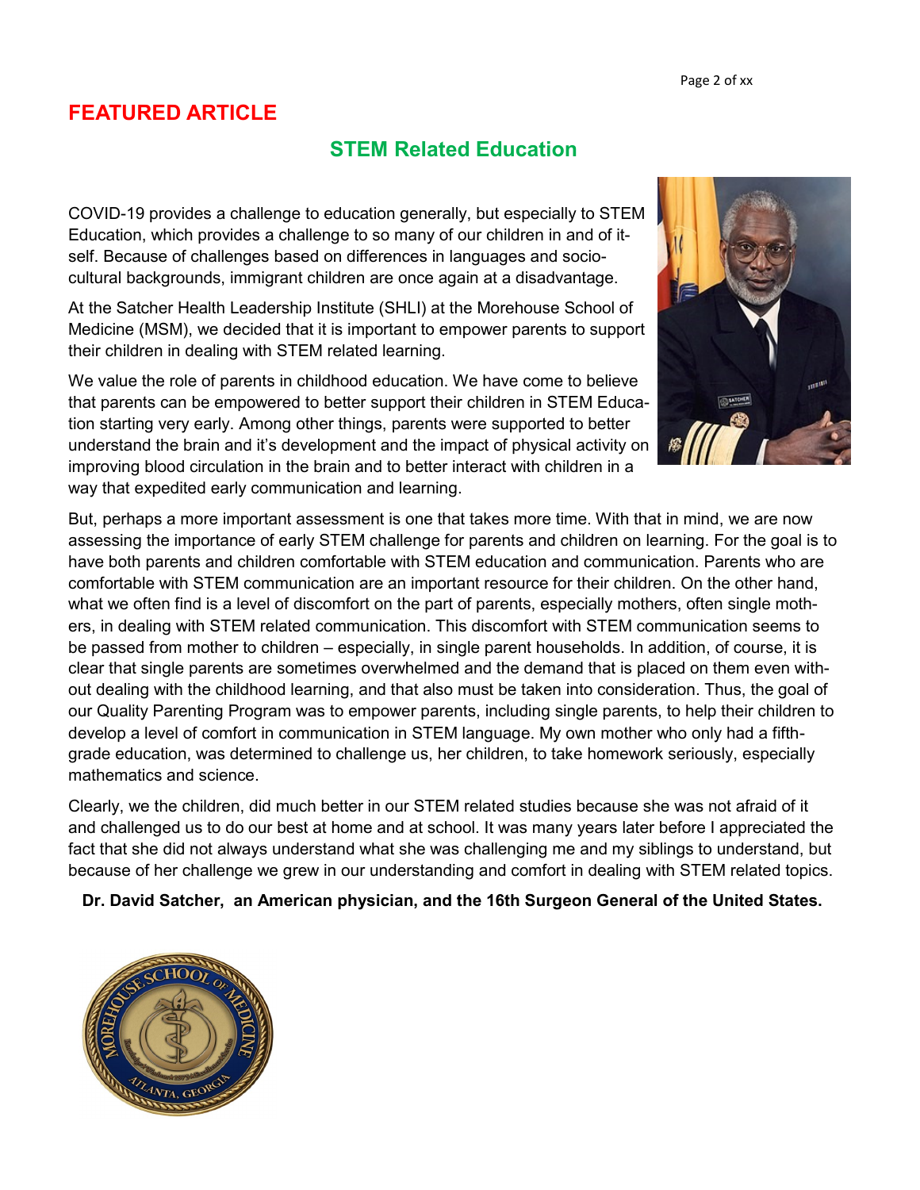## FEATURED ARTICLE

### STEM Related Education

COVID-19 provides a challenge to education generally, but especially to STEM Education, which provides a challenge to so many of our children in and of itself. Because of challenges based on differences in languages and socio-cultural backgrounds, immigrant children are once again at a disadvantage.

At the Satcher Health Leadership Institute (SHLI) at the Morehouse School of Medicine (MSM), we decided that it is important to empower parents to support their children in dealing with STEM related learning.

We value the role of parents in childhood education. We have come to believe that parents can be empowered to better support their children in STEM Education starting very early. Among other things, parents were supported to better understand the brain and it's development and the impact of physical activity on improving blood circulation in the brain and to better interact with children in a way that expedited early communication and learning.

But, perhaps a more important assessment is one that takes more time. With that in mind, we are now assessing the importance of early STEM challenge for parents and children on learning. For the goal is to have both parents and children comfortable with STEM education and communication. Parents who are comfortable with STEM communication are an important resource for their children. On the other hand, what we often find is a level of discomfort on the part of parents, especially mothers, often single mothers, in dealing with STEM related communication. This discomfort with STEM communication seems to be passed from mother to children – especially, in single parent households. In addition, of course, it is clear that single parents are sometimes overwhelmed and the demand that is placed on them even without dealing with the childhood learning, and that also must be taken into consideration. Thus, the goal of our Quality Parenting Program was to empower parents, including single parents, to help their children to develop a level of comfort in communication in STEM language. My own mother who only had a fifth-grade education, was determined to challenge us, her children, to take homework seriously, especially mathematics and science.

Clearly, we the children, did much better in our STEM related studies because she was not afraid of it and challenged us to do our best at home and at school. It was many years later before I appreciated the fact that she did not always understand what she was challenging me and my siblings to understand, but because of her challenge we grew in our understanding and comfort in dealing with STEM related topics.

**Dr. David Satcher, an American physician, and the 16th Surgeon General of the United States.**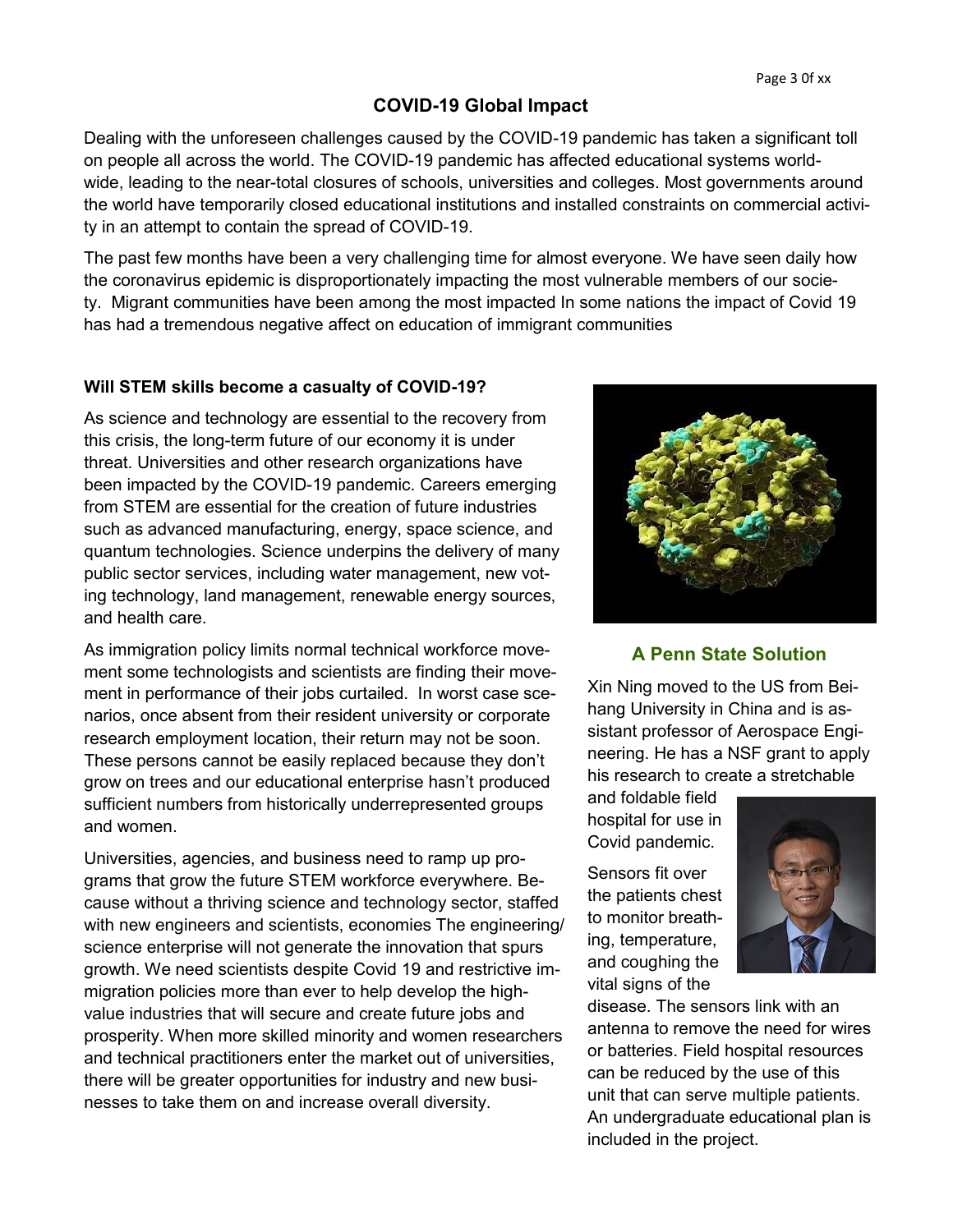## COVID-19 Global Impact

Dealing with the unforeseen challenges caused by the COVID-19 pandemic has taken a significant toll on people all across the world. The COVID-19 pandemic has affected educational systems worldwide, leading to the near-total closures of schools, universities and colleges. Most governments around the world have temporarily closed educational institutions and installed constraints on commercial activity in an attempt to contain the spread of COVID-19.

The past few months have been a very challenging time for almost everyone. We have seen daily how the coronavirus epidemic is disproportionately impacting the most vulnerable members of our society. Migrant communities have been among the most impacted In some nations the impact of Covid 19 has had a tremendous negative affect on education of immigrant communities

### Will STEM skills become a casualty of COVID-19?

As science and technology are essential to the recovery from this crisis, the long-term future of our economy it is under threat. Universities and other research organizations have been impacted by the COVID-19 pandemic. Careers emerging from STEM are essential for the creation of future industries such as advanced manufacturing, energy, space science, and quantum technologies. Science underpins the delivery of many public sector services, including water management, new voting technology, land management, renewable energy sources, and health care.

As immigration policy limits normal technical workforce movement some technologists and scientists are finding their movement in performance of their jobs curtailed. In worst case scenarios, once absent from their resident university or corporate research employment location, their return may not be soon. These persons cannot be easily replaced because they don't grow on trees and our educational enterprise hasn't produced sufficient numbers from historically underrepresented groups and women.

Universities, agencies, and business need to ramp up programs that grow the future STEM workforce everywhere. Because without a thriving science and technology sector, staffed with new engineers and scientists, economies The engineering/science enterprise will not generate the innovation that spurs growth. We need scientists despite Covid 19 and restrictive immigration policies more than ever to help develop the high-value industries that will secure and create future jobs and prosperity. When more skilled minority and women researchers and technical practitioners enter the market out of universities, there will be greater opportunities for industry and new businesses to take them on and increase overall diversity.

### A Penn State Solution

Xin Ning moved to the US from Beihang University in China and is assistant professor of Aerospace Engineering. He has a NSF grant to apply his research to create a stretchable and foldable field hospital for use in Covid pandemic.

Sensors fit over the patients chest to monitor breathing, temperature, and coughing the vital signs of the disease. The sensors link with an antenna to remove the need for wires or batteries. Field hospital resources can be reduced by the use of this unit that can serve multiple patients. An undergraduate educational plan is included in the project.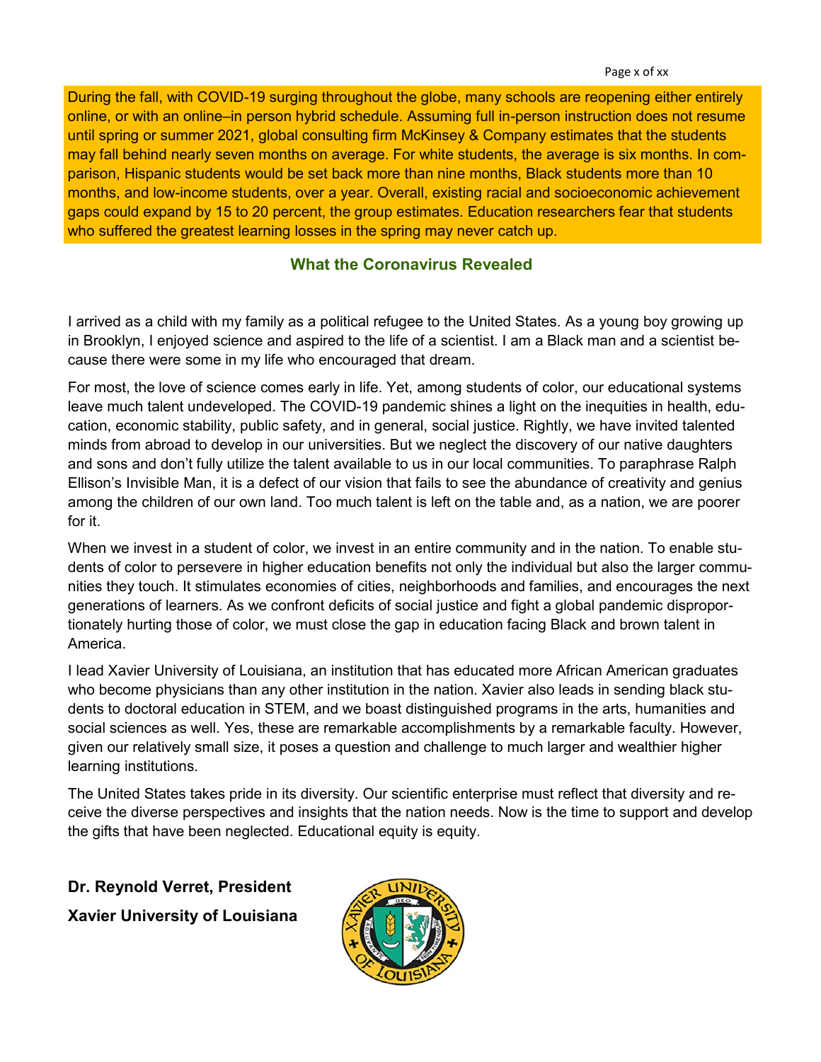During the fall, with COVID-19 surging throughout the globe, many schools are reopening either entirely online, or with an online–in person hybrid schedule. Assuming full in-person instruction does not resume until spring or summer 2021, global consulting firm McKinsey & Company estimates that the students may fall behind nearly seven months on average. For white students, the average is six months. In comparison, Hispanic students would be set back more than nine months, Black students more than 10 months, and low-income students, over a year. Overall, existing racial and socioeconomic achievement gaps could expand by 15 to 20 percent, the group estimates. Education researchers fear that students who suffered the greatest learning losses in the spring may never catch up.

## What the Coronavirus Revealed

I arrived as a child with my family as a political refugee to the United States. As a young boy growing up in Brooklyn, I enjoyed science and aspired to the life of a scientist. I am a Black man and a scientist because there were some in my life who encouraged that dream.

For most, the love of science comes early in life. Yet, among students of color, our educational systems leave much talent undeveloped. The COVID-19 pandemic shines a light on the inequities in health, education, economic stability, public safety, and in general, social justice. Rightly, we have invited talented minds from abroad to develop in our universities. But we neglect the discovery of our native daughters and sons and don't fully utilize the talent available to us in our local communities. To paraphrase Ralph Ellison's Invisible Man, it is a defect of our vision that fails to see the abundance of creativity and genius among the children of our own land. Too much talent is left on the table and, as a nation, we are poorer for it.

When we invest in a student of color, we invest in an entire community and in the nation. To enable students of color to persevere in higher education benefits not only the individual but also the larger communities they touch. It stimulates economies of cities, neighborhoods and families, and encourages the next generations of learners. As we confront deficits of social justice and fight a global pandemic disproportionately hurting those of color, we must close the gap in education facing Black and brown talent in America.

I lead Xavier University of Louisiana, an institution that has educated more African American graduates who become physicians than any other institution in the nation. Xavier also leads in sending black students to doctoral education in STEM, and we boast distinguished programs in the arts, humanities and social sciences as well. Yes, these are remarkable accomplishments by a remarkable faculty. However, given our relatively small size, it poses a question and challenge to much larger and wealthier higher learning institutions.

The United States takes pride in its diversity. Our scientific enterprise must reflect that diversity and receive the diverse perspectives and insights that the nation needs. Now is the time to support and develop the gifts that have been neglected. Educational equity is equity.

**Dr. Reynold Verret, President**

**Xavier University of Louisiana**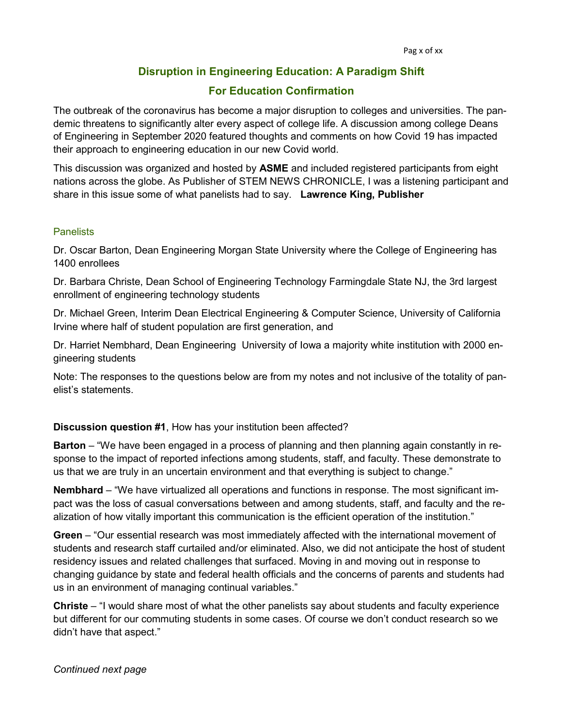## Disruption in Engineering Education: A Paradigm Shift

## For Education Confirmation

The outbreak of the coronavirus has become a major disruption to colleges and universities. The pandemic threatens to significantly alter every aspect of college life. A discussion among college Deans of Engineering in September 2020 featured thoughts and comments on how Covid 19 has impacted their approach to engineering education in our new Covid world.

This discussion was organized and hosted by **ASME** and included registered participants from eight nations across the globe. As Publisher of STEM NEWS CHRONICLE, I was a listening participant and share in this issue some of what panelists had to say. **Lawrence King, Publisher**

### Panelists

Dr. Oscar Barton, Dean Engineering Morgan State University where the College of Engineering has 1400 enrollees

Dr. Barbara Christe, Dean School of Engineering Technology Farmingdale State NJ, the 3rd largest enrollment of engineering technology students

Dr. Michael Green, Interim Dean Electrical Engineering & Computer Science, University of California Irvine where half of student population are first generation, and

Dr. Harriet Nembhard, Dean Engineering University of Iowa a majority white institution with 2000 engineering students

Note: The responses to the questions below are from my notes and not inclusive of the totality of panelist's statements.

**Discussion question #1**, How has your institution been affected?

**Barton** – "We have been engaged in a process of planning and then planning again constantly in response to the impact of reported infections among students, staff, and faculty. These demonstrate to us that we are truly in an uncertain environment and that everything is subject to change."

**Nembhard** – "We have virtualized all operations and functions in response. The most significant impact was the loss of casual conversations between and among students, staff, and faculty and the realization of how vitally important this communication is the efficient operation of the institution."

**Green** – "Our essential research was most immediately affected with the international movement of students and research staff curtailed and/or eliminated. Also, we did not anticipate the host of student residency issues and related challenges that surfaced. Moving in and moving out in response to changing guidance by state and federal health officials and the concerns of parents and students had us in an environment of managing continual variables."

**Christe** – "I would share most of what the other panelists say about students and faculty experience but different for our commuting students in some cases. Of course we don't conduct research so we didn't have that aspect."

*Continued next page*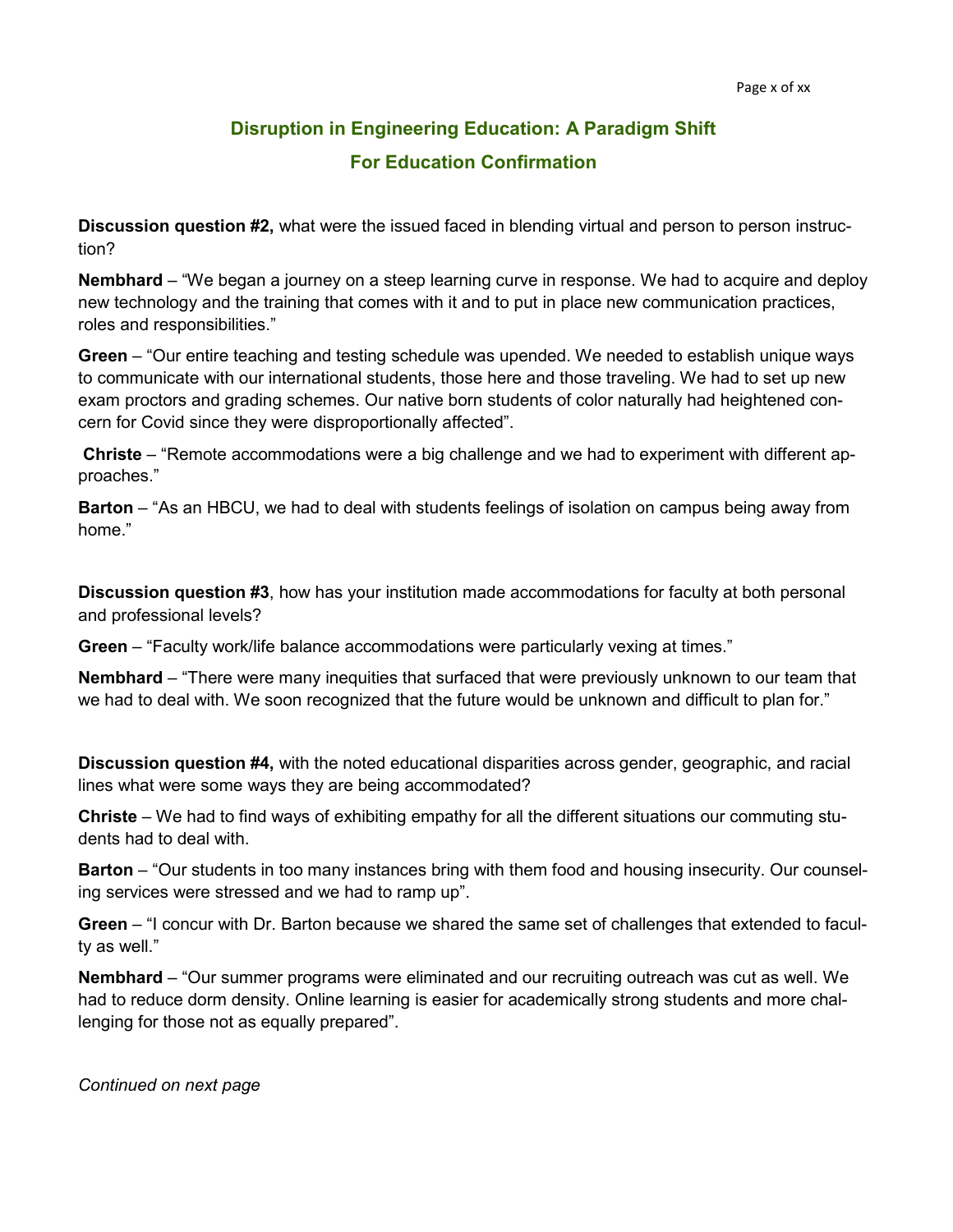# Disruption in Engineering Education: A Paradigm Shift

## For Education Confirmation

**Discussion question #2,** what were the issued faced in blending virtual and person to person instruction?

**Nembhard** – "We began a journey on a steep learning curve in response. We had to acquire and deploy new technology and the training that comes with it and to put in place new communication practices, roles and responsibilities."

**Green** – "Our entire teaching and testing schedule was upended. We needed to establish unique ways to communicate with our international students, those here and those traveling. We had to set up new exam proctors and grading schemes. Our native born students of color naturally had heightened concern for Covid since they were disproportionally affected".

**Christe** – "Remote accommodations were a big challenge and we had to experiment with different approaches."

**Barton** – "As an HBCU, we had to deal with students feelings of isolation on campus being away from home."

**Discussion question #3**, how has your institution made accommodations for faculty at both personal and professional levels?

**Green** – "Faculty work/life balance accommodations were particularly vexing at times."

**Nembhard** – "There were many inequities that surfaced that were previously unknown to our team that we had to deal with. We soon recognized that the future would be unknown and difficult to plan for."

**Discussion question #4,** with the noted educational disparities across gender, geographic, and racial lines what were some ways they are being accommodated?

**Christe** – We had to find ways of exhibiting empathy for all the different situations our commuting students had to deal with.

**Barton** – "Our students in too many instances bring with them food and housing insecurity. Our counseling services were stressed and we had to ramp up".

**Green** – "I concur with Dr. Barton because we shared the same set of challenges that extended to faculty as well."

**Nembhard** – "Our summer programs were eliminated and our recruiting outreach was cut as well. We had to reduce dorm density. Online learning is easier for academically strong students and more challenging for those not as equally prepared".

*Continued on next page*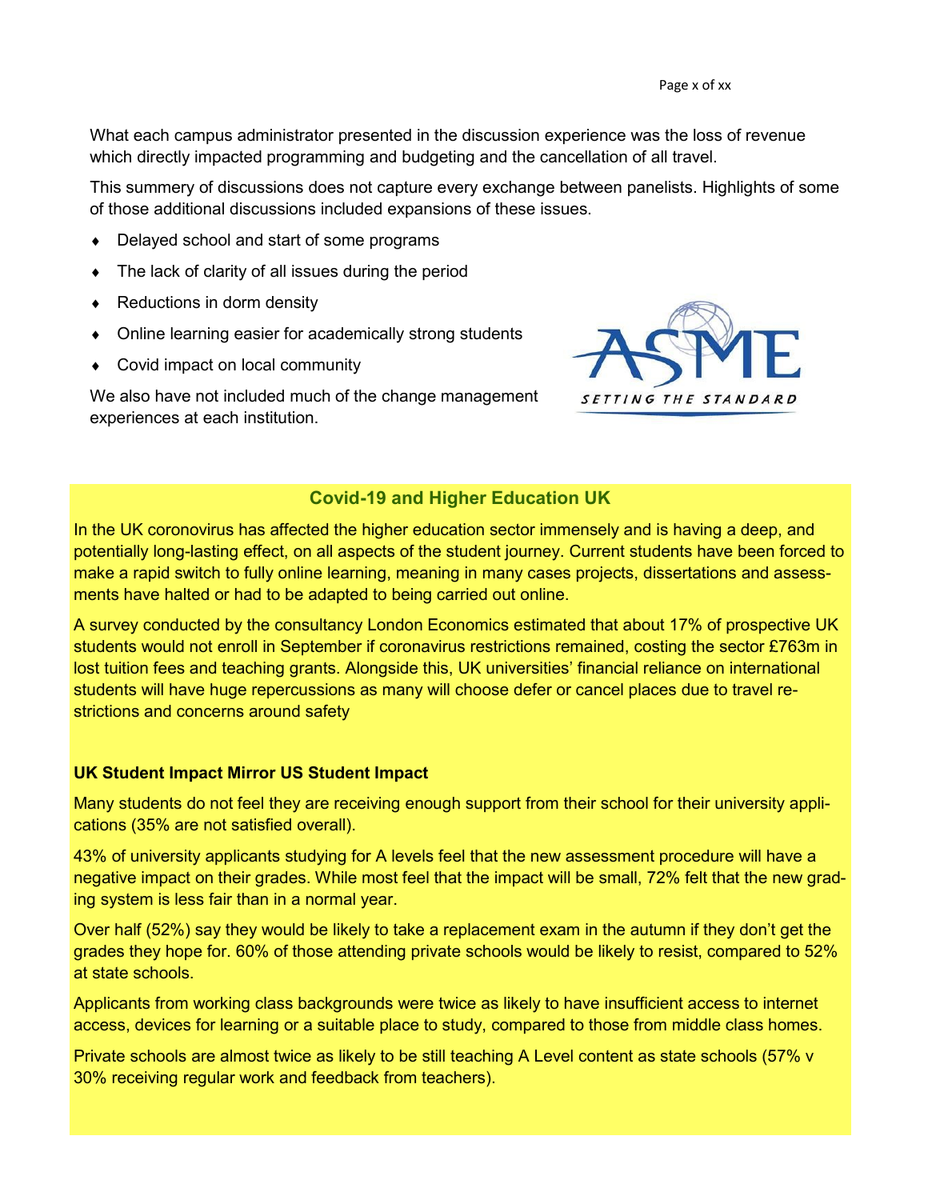What each campus administrator presented in the discussion experience was the loss of revenue which directly impacted programming and budgeting and the cancellation of all travel.

This summery of discussions does not capture every exchange between panelists. Highlights of some of those additional discussions included expansions of these issues.

- Delayed school and start of some programs
- The lack of clarity of all issues during the period
- Reductions in dorm density
- Online learning easier for academically strong students
- Covid impact on local community

We also have not included much of the change management experiences at each institution.

## Covid-19 and Higher Education UK

In the UK coronovirus has affected the higher education sector immensely and is having a deep, and potentially long-lasting effect, on all aspects of the student journey. Current students have been forced to make a rapid switch to fully online learning, meaning in many cases projects, dissertations and assessments have halted or had to be adapted to being carried out online.

A survey conducted by the consultancy London Economics estimated that about 17% of prospective UK students would not enroll in September if coronavirus restrictions remained, costing the sector £763m in lost tuition fees and teaching grants. Alongside this, UK universities' financial reliance on international students will have huge repercussions as many will choose defer or cancel places due to travel restrictions and concerns around safety

### UK Student Impact Mirror US Student Impact

Many students do not feel they are receiving enough support from their school for their university applications (35% are not satisfied overall).

43% of university applicants studying for A levels feel that the new assessment procedure will have a negative impact on their grades. While most feel that the impact will be small, 72% felt that the new grading system is less fair than in a normal year.

Over half (52%) say they would be likely to take a replacement exam in the autumn if they don't get the grades they hope for. 60% of those attending private schools would be likely to resist, compared to 52% at state schools.

Applicants from working class backgrounds were twice as likely to have insufficient access to internet access, devices for learning or a suitable place to study, compared to those from middle class homes.

Private schools are almost twice as likely to be still teaching A Level content as state schools (57% v 30% receiving regular work and feedback from teachers).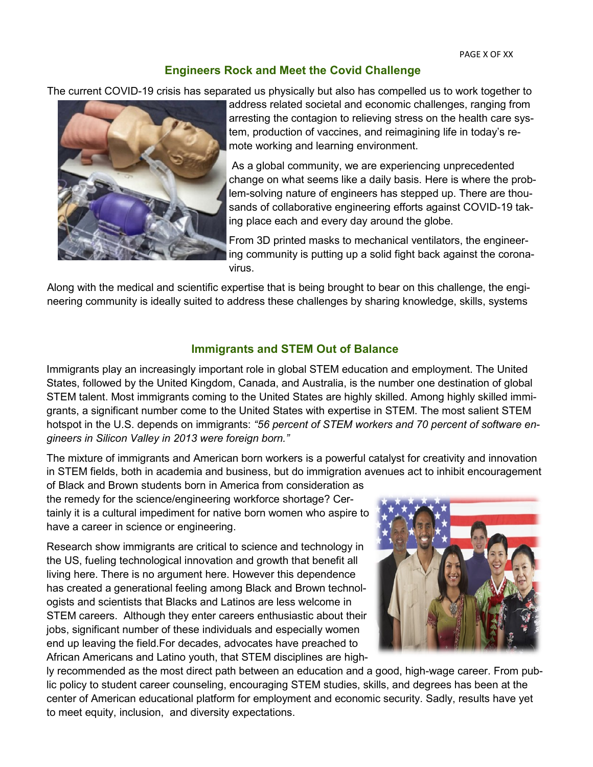## Engineers Rock and Meet the Covid Challenge

The current COVID-19 crisis has separated us physically but also has compelled us to work together to address related societal and economic challenges, ranging from arresting the contagion to relieving stress on the health care system, production of vaccines, and reimagining life in today's remote working and learning environment.

As a global community, we are experiencing unprecedented change on what seems like a daily basis. Here is where the problem-solving nature of engineers has stepped up. There are thousands of collaborative engineering efforts against COVID-19 taking place each and every day around the globe.

From 3D printed masks to mechanical ventilators, the engineering community is putting up a solid fight back against the coronavirus.

Along with the medical and scientific expertise that is being brought to bear on this challenge, the engineering community is ideally suited to address these challenges by sharing knowledge, skills, systems

## Immigrants and STEM Out of Balance

Immigrants play an increasingly important role in global STEM education and employment. The United States, followed by the United Kingdom, Canada, and Australia, is the number one destination of global STEM talent. Most immigrants coming to the United States are highly skilled. Among highly skilled immigrants, a significant number come to the United States with expertise in STEM. The most salient STEM hotspot in the U.S. depends on immigrants: *"56 percent of STEM workers and 70 percent of software engineers in Silicon Valley in 2013 were foreign born."*

The mixture of immigrants and American born workers is a powerful catalyst for creativity and innovation in STEM fields, both in academia and business, but do immigration avenues act to inhibit encouragement of Black and Brown students born in America from consideration as the remedy for the science/engineering workforce shortage? Certainly it is a cultural impediment for native born women who aspire to have a career in science or engineering.

Research show immigrants are critical to science and technology in the US, fueling technological innovation and growth that benefit all living here. There is no argument here. However this dependence has created a generational feeling among Black and Brown technologists and scientists that Blacks and Latinos are less welcome in STEM careers. Although they enter careers enthusiastic about their jobs, significant number of these individuals and especially women end up leaving the field.For decades, advocates have preached to African Americans and Latino youth, that STEM disciplines are highly recommended as the most direct path between an education and a good, high-wage career. From public policy to student career counseling, encouraging STEM studies, skills, and degrees has been at the center of American educational platform for employment and economic security. Sadly, results have yet to meet equity, inclusion, and diversity expectations.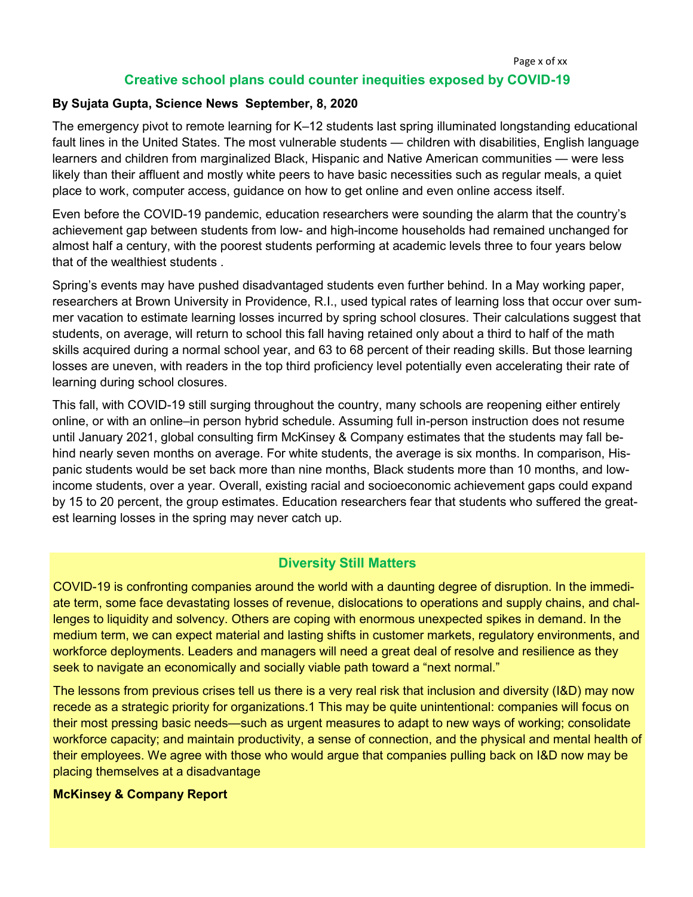## Creative school plans could counter inequities exposed by COVID-19

**By Sujata Gupta, Science News September, 8, 2020**

The emergency pivot to remote learning for K–12 students last spring illuminated longstanding educational fault lines in the United States. The most vulnerable students — children with disabilities, English language learners and children from marginalized Black, Hispanic and Native American communities — were less likely than their affluent and mostly white peers to have basic necessities such as regular meals, a quiet place to work, computer access, guidance on how to get online and even online access itself.

Even before the COVID-19 pandemic, education researchers were sounding the alarm that the country's achievement gap between students from low- and high-income households had remained unchanged for almost half a century, with the poorest students performing at academic levels three to four years below that of the wealthiest students .

Spring's events may have pushed disadvantaged students even further behind. In a May working paper, researchers at Brown University in Providence, R.I., used typical rates of learning loss that occur over summer vacation to estimate learning losses incurred by spring school closures. Their calculations suggest that students, on average, will return to school this fall having retained only about a third to half of the math skills acquired during a normal school year, and 63 to 68 percent of their reading skills. But those learning losses are uneven, with readers in the top third proficiency level potentially even accelerating their rate of learning during school closures.

This fall, with COVID-19 still surging throughout the country, many schools are reopening either entirely online, or with an online–in person hybrid schedule. Assuming full in-person instruction does not resume until January 2021, global consulting firm McKinsey & Company estimates that the students may fall behind nearly seven months on average. For white students, the average is six months. In comparison, Hispanic students would be set back more than nine months, Black students more than 10 months, and low-income students, over a year. Overall, existing racial and socioeconomic achievement gaps could expand by 15 to 20 percent, the group estimates. Education researchers fear that students who suffered the greatest learning losses in the spring may never catch up.

## Diversity Still Matters

COVID-19 is confronting companies around the world with a daunting degree of disruption. In the immediate term, some face devastating losses of revenue, dislocations to operations and supply chains, and challenges to liquidity and solvency. Others are coping with enormous unexpected spikes in demand. In the medium term, we can expect material and lasting shifts in customer markets, regulatory environments, and workforce deployments. Leaders and managers will need a great deal of resolve and resilience as they seek to navigate an economically and socially viable path toward a "next normal."

The lessons from previous crises tell us there is a very real risk that inclusion and diversity (I&D) may now recede as a strategic priority for organizations.1 This may be quite unintentional: companies will focus on their most pressing basic needs—such as urgent measures to adapt to new ways of working; consolidate workforce capacity; and maintain productivity, a sense of connection, and the physical and mental health of their employees. We agree with those who would argue that companies pulling back on I&D now may be placing themselves at a disadvantage

**McKinsey & Company Report**